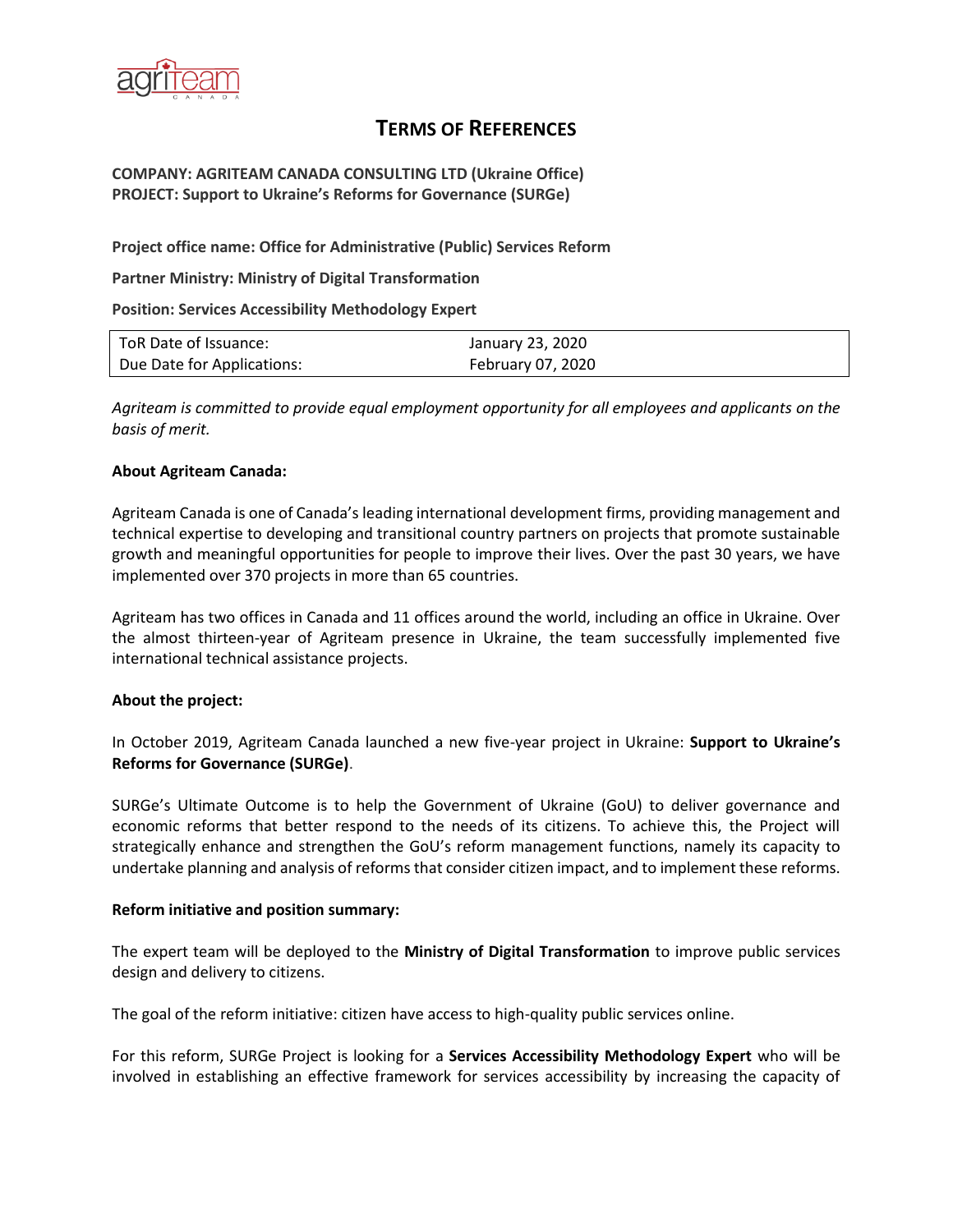# TERMS OF REFERENCES

**COMPANY: AGRITEAM CANADA CONSULTING LTD (Ukraine Office)**
**PROJECT: Support to Ukraine's Reforms for Governance (SURGe)**

**Project office name: Office for Administrative (Public) Services Reform**

**Partner Ministry: Ministry of Digital Transformation**

**Position: Services Accessibility Methodology Expert**

| ToR Date of Issuance: | January 23, 2020 |
|---|---|
| Due Date for Applications: | February 07, 2020 |

*Agriteam is committed to provide equal employment opportunity for all employees and applicants on the basis of merit.*

**About Agriteam Canada:**

Agriteam Canada is one of Canada's leading international development firms, providing management and technical expertise to developing and transitional country partners on projects that promote sustainable growth and meaningful opportunities for people to improve their lives. Over the past 30 years, we have implemented over 370 projects in more than 65 countries.

Agriteam has two offices in Canada and 11 offices around the world, including an office in Ukraine. Over the almost thirteen-year of Agriteam presence in Ukraine, the team successfully implemented five international technical assistance projects.

**About the project:**

In October 2019, Agriteam Canada launched a new five-year project in Ukraine: **Support to Ukraine's Reforms for Governance (SURGe)**.

SURGe's Ultimate Outcome is to help the Government of Ukraine (GoU) to deliver governance and economic reforms that better respond to the needs of its citizens. To achieve this, the Project will strategically enhance and strengthen the GoU's reform management functions, namely its capacity to undertake planning and analysis of reforms that consider citizen impact, and to implement these reforms.

**Reform initiative and position summary:**

The expert team will be deployed to the **Ministry of Digital Transformation** to improve public services design and delivery to citizens.

The goal of the reform initiative: citizen have access to high-quality public services online.

For this reform, SURGe Project is looking for a **Services Accessibility Methodology Expert** who will be involved in establishing an effective framework for services accessibility by increasing the capacity of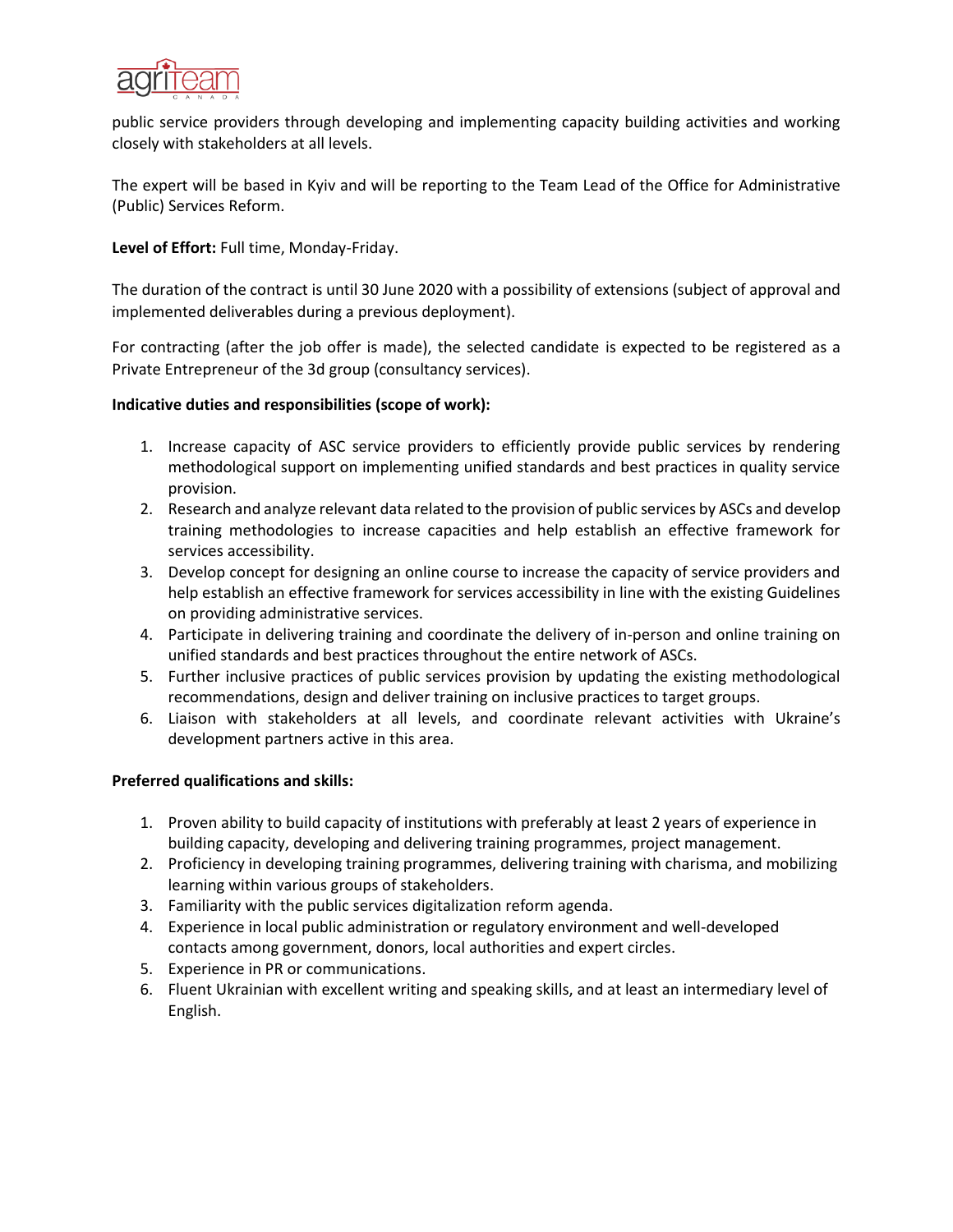public service providers through developing and implementing capacity building activities and working closely with stakeholders at all levels.

The expert will be based in Kyiv and will be reporting to the Team Lead of the Office for Administrative (Public) Services Reform.

**Level of Effort:** Full time, Monday-Friday.

The duration of the contract is until 30 June 2020 with a possibility of extensions (subject of approval and implemented deliverables during a previous deployment).

For contracting (after the job offer is made), the selected candidate is expected to be registered as a Private Entrepreneur of the 3d group (consultancy services).

**Indicative duties and responsibilities (scope of work):**

1. Increase capacity of ASC service providers to efficiently provide public services by rendering methodological support on implementing unified standards and best practices in quality service provision.
2. Research and analyze relevant data related to the provision of public services by ASCs and develop training methodologies to increase capacities and help establish an effective framework for services accessibility.
3. Develop concept for designing an online course to increase the capacity of service providers and help establish an effective framework for services accessibility in line with the existing Guidelines on providing administrative services.
4. Participate in delivering training and coordinate the delivery of in-person and online training on unified standards and best practices throughout the entire network of ASCs.
5. Further inclusive practices of public services provision by updating the existing methodological recommendations, design and deliver training on inclusive practices to target groups.
6. Liaison with stakeholders at all levels, and coordinate relevant activities with Ukraine's development partners active in this area.

**Preferred qualifications and skills:**

1. Proven ability to build capacity of institutions with preferably at least 2 years of experience in building capacity, developing and delivering training programmes, project management.
2. Proficiency in developing training programmes, delivering training with charisma, and mobilizing learning within various groups of stakeholders.
3. Familiarity with the public services digitalization reform agenda.
4. Experience in local public administration or regulatory environment and well-developed contacts among government, donors, local authorities and expert circles.
5. Experience in PR or communications.
6. Fluent Ukrainian with excellent writing and speaking skills, and at least an intermediary level of English.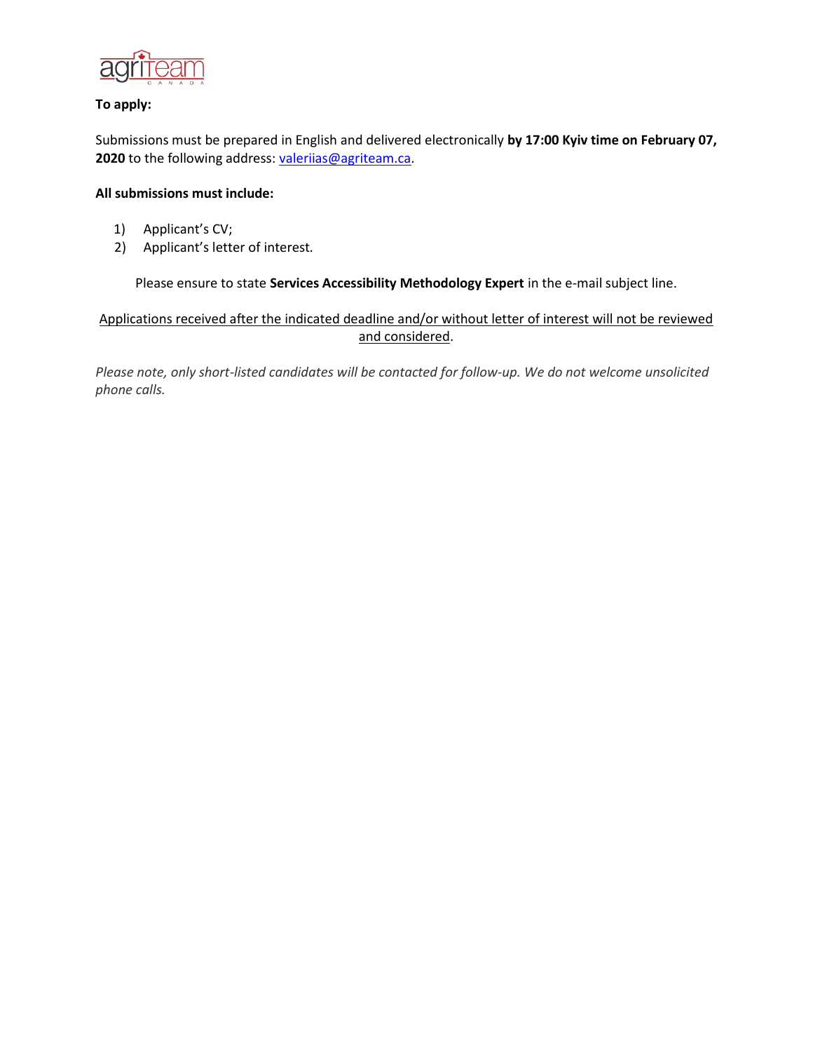**To apply:**

Submissions must be prepared in English and delivered electronically **by 17:00 Kyiv time on February 07, 2020** to the following address: valeriias@agriteam.ca.

**All submissions must include:**

1) Applicant's CV;
2) Applicant's letter of interest.

Please ensure to state **Services Accessibility Methodology Expert** in the e-mail subject line.

Applications received after the indicated deadline and/or without letter of interest will not be reviewed and considered.

*Please note, only short-listed candidates will be contacted for follow-up. We do not welcome unsolicited phone calls.*